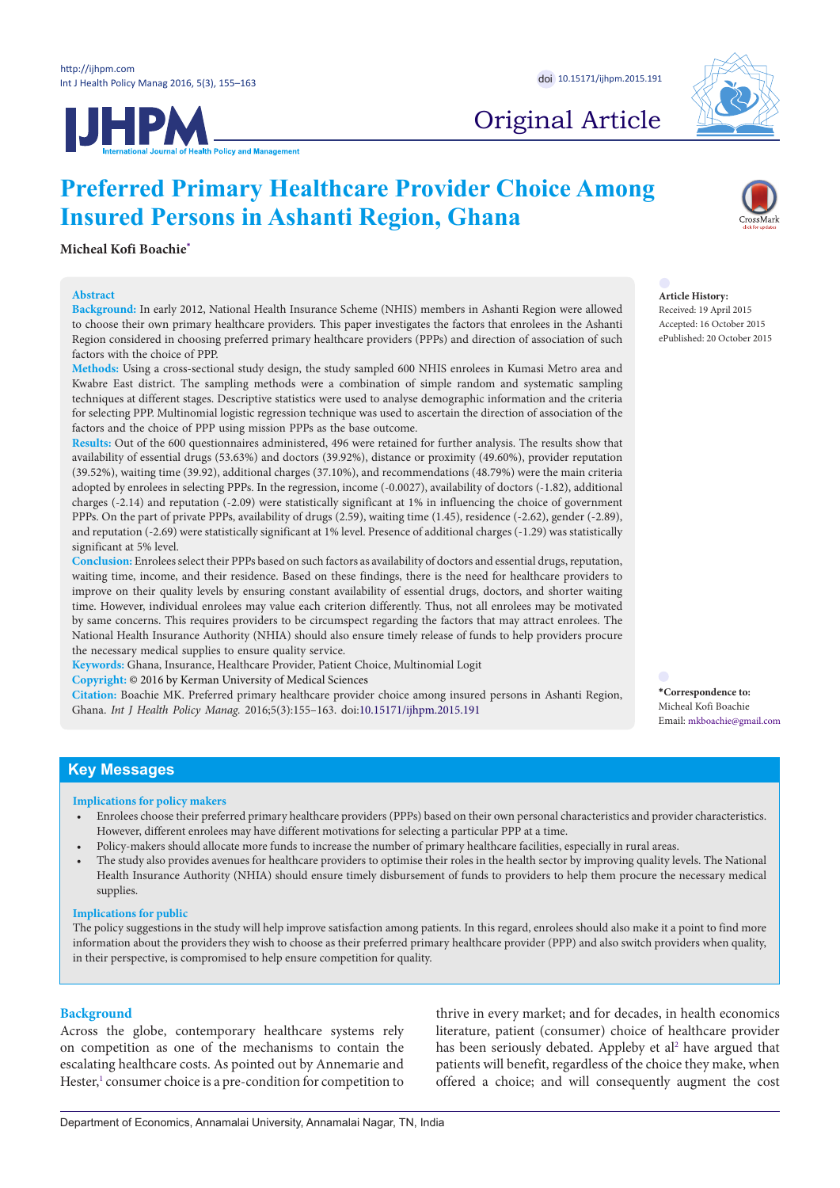Original Article

# Preferred Primary Healthcare Provider Choice Among Insured Persons in Ashanti Region, Ghana

**Micheal Kofi Boachie***

## Abstract

**Background:** In early 2012, National Health Insurance Scheme (NHIS) members in Ashanti Region were allowed to choose their own primary healthcare providers. This paper investigates the factors that enrolees in the Ashanti Region considered in choosing preferred primary healthcare providers (PPPs) and direction of association of such factors with the choice of PPP.

**Methods:** Using a cross-sectional study design, the study sampled 600 NHIS enrolees in Kumasi Metro area and Kwabre East district. The sampling methods were a combination of simple random and systematic sampling techniques at different stages. Descriptive statistics were used to analyse demographic information and the criteria for selecting PPP. Multinomial logistic regression technique was used to ascertain the direction of association of the factors and the choice of PPP using mission PPPs as the base outcome.

**Results:** Out of the 600 questionnaires administered, 496 were retained for further analysis. The results show that availability of essential drugs (53.63%) and doctors (39.92%), distance or proximity (49.60%), provider reputation (39.52%), waiting time (39.92), additional charges (37.10%), and recommendations (48.79%) were the main criteria adopted by enrolees in selecting PPPs. In the regression, income (-0.0027), availability of doctors (-1.82), additional charges (-2.14) and reputation (-2.09) were statistically significant at 1% in influencing the choice of government PPPs. On the part of private PPPs, availability of drugs (2.59), waiting time (1.45), residence (-2.62), gender (-2.89), and reputation (-2.69) were statistically significant at 1% level. Presence of additional charges (-1.29) was statistically significant at 5% level.

**Conclusion:** Enrolees select their PPPs based on such factors as availability of doctors and essential drugs, reputation, waiting time, income, and their residence. Based on these findings, there is the need for healthcare providers to improve on their quality levels by ensuring constant availability of essential drugs, doctors, and shorter waiting time. However, individual enrolees may value each criterion differently. Thus, not all enrolees may be motivated by same concerns. This requires providers to be circumspect regarding the factors that may attract enrolees. The National Health Insurance Authority (NHIA) should also ensure timely release of funds to help providers procure the necessary medical supplies to ensure quality service.

**Keywords:** Ghana, Insurance, Healthcare Provider, Patient Choice, Multinomial Logit

**Copyright:** © 2016 by Kerman University of Medical Sciences

**Citation:** Boachie MK. Preferred primary healthcare provider choice among insured persons in Ashanti Region, Ghana. *Int J Health Policy Manag.* 2016;5(3):155–163. doi:10.15171/ijhpm.2015.191

**Article History:**
Received: 19 April 2015
Accepted: 16 October 2015
ePublished: 20 October 2015

***Correspondence to:**
Micheal Kofi Boachie
Email: mkboachie@gmail.com

## Key Messages

**Implications for policy makers**

- Enrolees choose their preferred primary healthcare providers (PPPs) based on their own personal characteristics and provider characteristics. However, different enrolees may have different motivations for selecting a particular PPP at a time.
- Policy-makers should allocate more funds to increase the number of primary healthcare facilities, especially in rural areas.
- The study also provides avenues for healthcare providers to optimise their roles in the health sector by improving quality levels. The National Health Insurance Authority (NHIA) should ensure timely disbursement of funds to providers to help them procure the necessary medical supplies.

**Implications for public**

The policy suggestions in the study will help improve satisfaction among patients. In this regard, enrolees should also make it a point to find more information about the providers they wish to choose as their preferred primary healthcare provider (PPP) and also switch providers when quality, in their perspective, is compromised to help ensure competition for quality.

## Background

Across the globe, contemporary healthcare systems rely on competition as one of the mechanisms to contain the escalating healthcare costs. As pointed out by Annemarie and Hester,[1] consumer choice is a pre-condition for competition to thrive in every market; and for decades, in health economics literature, patient (consumer) choice of healthcare provider has been seriously debated. Appleby et al[2] have argued that patients will benefit, regardless of the choice they make, when offered a choice; and will consequently augment the cost

Department of Economics, Annamalai University, Annamalai Nagar, TN, India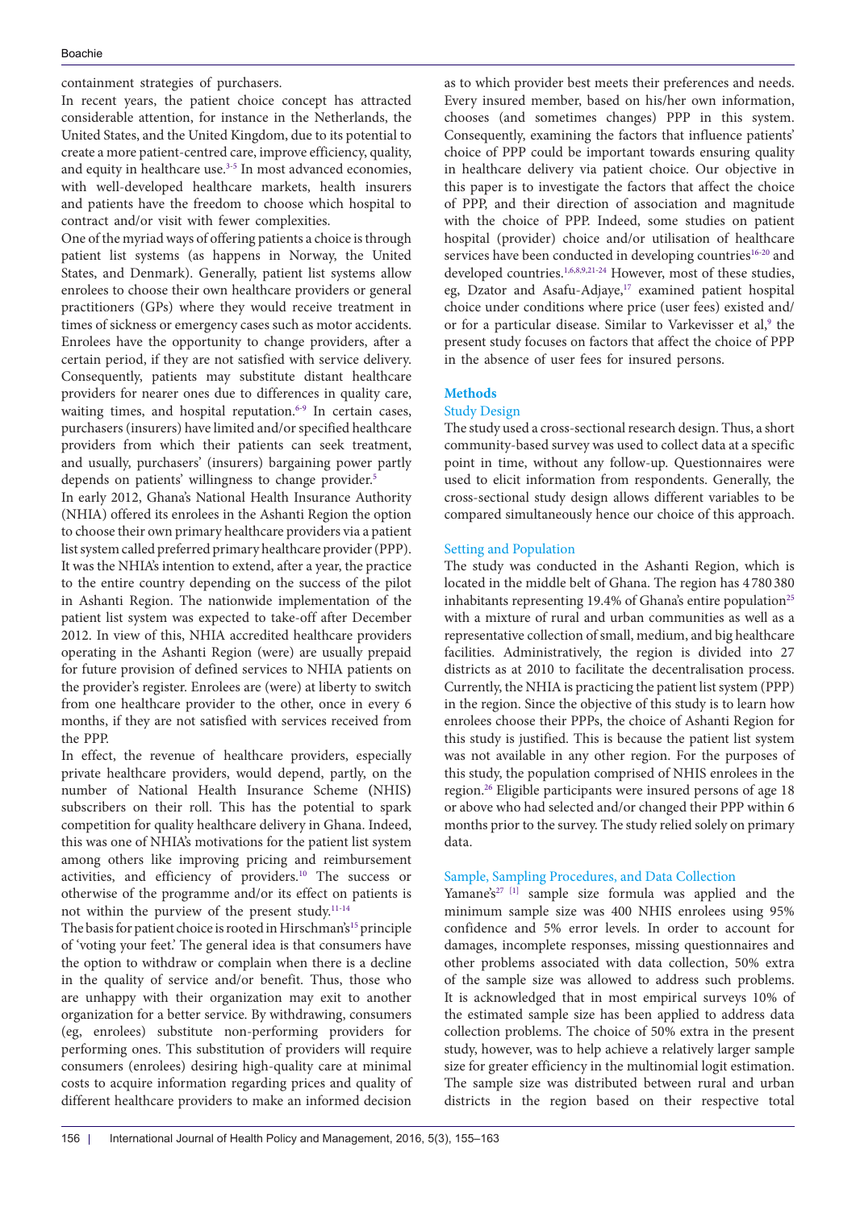containment strategies of purchasers.

In recent years, the patient choice concept has attracted considerable attention, for instance in the Netherlands, the United States, and the United Kingdom, due to its potential to create a more patient-centred care, improve efficiency, quality, and equity in healthcare use.[3-5] In most advanced economies, with well-developed healthcare markets, health insurers and patients have the freedom to choose which hospital to contract and/or visit with fewer complexities.

One of the myriad ways of offering patients a choice is through patient list systems (as happens in Norway, the United States, and Denmark). Generally, patient list systems allow enrolees to choose their own healthcare providers or general practitioners (GPs) where they would receive treatment in times of sickness or emergency cases such as motor accidents. Enrolees have the opportunity to change providers, after a certain period, if they are not satisfied with service delivery. Consequently, patients may substitute distant healthcare providers for nearer ones due to differences in quality care, waiting times, and hospital reputation.[6-9] In certain cases, purchasers (insurers) have limited and/or specified healthcare providers from which their patients can seek treatment, and usually, purchasers' (insurers) bargaining power partly depends on patients' willingness to change provider.[5]

In early 2012, Ghana's National Health Insurance Authority (NHIA) offered its enrolees in the Ashanti Region the option to choose their own primary healthcare providers via a patient list system called preferred primary healthcare provider (PPP). It was the NHIA's intention to extend, after a year, the practice to the entire country depending on the success of the pilot in Ashanti Region. The nationwide implementation of the patient list system was expected to take-off after December 2012. In view of this, NHIA accredited healthcare providers operating in the Ashanti Region (were) are usually prepaid for future provision of defined services to NHIA patients on the provider's register. Enrolees are (were) at liberty to switch from one healthcare provider to the other, once in every 6 months, if they are not satisfied with services received from the PPP.

In effect, the revenue of healthcare providers, especially private healthcare providers, would depend, partly, on the number of National Health Insurance Scheme (NHIS) subscribers on their roll. This has the potential to spark competition for quality healthcare delivery in Ghana. Indeed, this was one of NHIA's motivations for the patient list system among others like improving pricing and reimbursement activities, and efficiency of providers.[10] The success or otherwise of the programme and/or its effect on patients is not within the purview of the present study.[11-14]

The basis for patient choice is rooted in Hirschman's[15] principle of 'voting your feet.' The general idea is that consumers have the option to withdraw or complain when there is a decline in the quality of service and/or benefit. Thus, those who are unhappy with their organization may exit to another organization for a better service. By withdrawing, consumers (eg, enrolees) substitute non-performing providers for performing ones. This substitution of providers will require consumers (enrolees) desiring high-quality care at minimal costs to acquire information regarding prices and quality of different healthcare providers to make an informed decision as to which provider best meets their preferences and needs. Every insured member, based on his/her own information, chooses (and sometimes changes) PPP in this system. Consequently, examining the factors that influence patients' choice of PPP could be important towards ensuring quality in healthcare delivery via patient choice. Our objective in this paper is to investigate the factors that affect the choice of PPP, and their direction of association and magnitude with the choice of PPP. Indeed, some studies on patient hospital (provider) choice and/or utilisation of healthcare services have been conducted in developing countries[16-20] and developed countries.[1,6,8,9,21-24] However, most of these studies, eg, Dzator and Asafu-Adjaye,[17] examined patient hospital choice under conditions where price (user fees) existed and/or for a particular disease. Similar to Varkevisser et al,[9] the present study focuses on factors that affect the choice of PPP in the absence of user fees for insured persons.

## Methods

### Study Design

The study used a cross-sectional research design. Thus, a short community-based survey was used to collect data at a specific point in time, without any follow-up. Questionnaires were used to elicit information from respondents. Generally, the cross-sectional study design allows different variables to be compared simultaneously hence our choice of this approach.

### Setting and Population

The study was conducted in the Ashanti Region, which is located in the middle belt of Ghana. The region has 4 780 380 inhabitants representing 19.4% of Ghana's entire population[25] with a mixture of rural and urban communities as well as a representative collection of small, medium, and big healthcare facilities. Administratively, the region is divided into 27 districts as at 2010 to facilitate the decentralisation process. Currently, the NHIA is practicing the patient list system (PPP) in the region. Since the objective of this study is to learn how enrolees choose their PPPs, the choice of Ashanti Region for this study is justified. This is because the patient list system was not available in any other region. For the purposes of this study, the population comprised of NHIS enrolees in the region.[26] Eligible participants were insured persons of age 18 or above who had selected and/or changed their PPP within 6 months prior to the survey. The study relied solely on primary data.

### Sample, Sampling Procedures, and Data Collection

Yamane's[27] [1] sample size formula was applied and the minimum sample size was 400 NHIS enrolees using 95% confidence and 5% error levels. In order to account for damages, incomplete responses, missing questionnaires and other problems associated with data collection, 50% extra of the sample size was allowed to address such problems. It is acknowledged that in most empirical surveys 10% of the estimated sample size has been applied to address data collection problems. The choice of 50% extra in the present study, however, was to help achieve a relatively larger sample size for greater efficiency in the multinomial logit estimation. The sample size was distributed between rural and urban districts in the region based on their respective total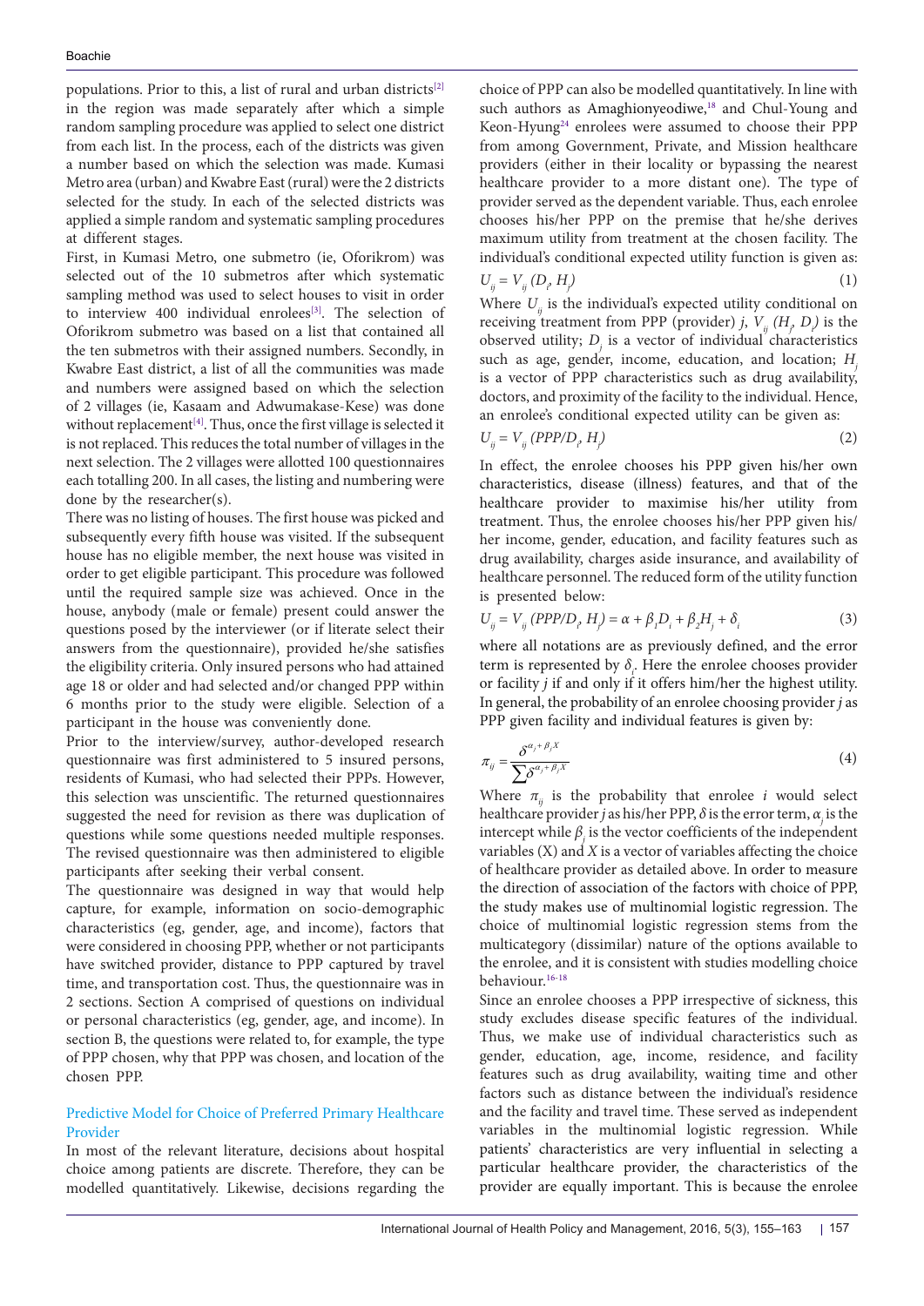populations. Prior to this, a list of rural and urban districts[2] in the region was made separately after which a simple random sampling procedure was applied to select one district from each list. In the process, each of the districts was given a number based on which the selection was made. Kumasi Metro area (urban) and Kwabre East (rural) were the 2 districts selected for the study. In each of the selected districts was applied a simple random and systematic sampling procedures at different stages.

First, in Kumasi Metro, one submetro (ie, Oforikrom) was selected out of the 10 submetros after which systematic sampling method was used to select houses to visit in order to interview 400 individual enrolees[3]. The selection of Oforikrom submetro was based on a list that contained all the ten submetros with their assigned numbers. Secondly, in Kwabre East district, a list of all the communities was made and numbers were assigned based on which the selection of 2 villages (ie, Kasaam and Adwumakase-Kese) was done without replacement[4]. Thus, once the first village is selected it is not replaced. This reduces the total number of villages in the next selection. The 2 villages were allotted 100 questionnaires each totalling 200. In all cases, the listing and numbering were done by the researcher(s).

There was no listing of houses. The first house was picked and subsequently every fifth house was visited. If the subsequent house has no eligible member, the next house was visited in order to get eligible participant. This procedure was followed until the required sample size was achieved. Once in the house, anybody (male or female) present could answer the questions posed by the interviewer (or if literate select their answers from the questionnaire), provided he/she satisfies the eligibility criteria. Only insured persons who had attained age 18 or older and had selected and/or changed PPP within 6 months prior to the study were eligible. Selection of a participant in the house was conveniently done.

Prior to the interview/survey, author-developed research questionnaire was first administered to 5 insured persons, residents of Kumasi, who had selected their PPPs. However, this selection was unscientific. The returned questionnaires suggested the need for revision as there was duplication of questions while some questions needed multiple responses. The revised questionnaire was then administered to eligible participants after seeking their verbal consent.

The questionnaire was designed in way that would help capture, for example, information on socio-demographic characteristics (eg, gender, age, and income), factors that were considered in choosing PPP, whether or not participants have switched provider, distance to PPP captured by travel time, and transportation cost. Thus, the questionnaire was in 2 sections. Section A comprised of questions on individual or personal characteristics (eg, gender, age, and income). In section B, the questions were related to, for example, the type of PPP chosen, why that PPP was chosen, and location of the chosen PPP.

## Predictive Model for Choice of Preferred Primary Healthcare Provider

In most of the relevant literature, decisions about hospital choice among patients are discrete. Therefore, they can be modelled quantitatively. Likewise, decisions regarding the choice of PPP can also be modelled quantitatively. In line with such authors as Amaghionyeodiwe,[18] and Chul-Young and Keon-Hyung[24] enrolees were assumed to choose their PPP from among Government, Private, and Mission healthcare providers (either in their locality or bypassing the nearest healthcare provider to a more distant one). The type of provider served as the dependent variable. Thus, each enrolee chooses his/her PPP on the premise that he/she derives maximum utility from treatment at the chosen facility. The individual's conditional expected utility function is given as:

$$U_{ij} = V_{ij}\,(D_i,\, H_j) \tag{1}$$

Where $U_{ij}$ is the individual's expected utility conditional on receiving treatment from PPP (provider) $j$, $V_{ij}\,(H_j,\, D_i)$ is the observed utility; $D_i$ is a vector of individual characteristics such as age, gender, income, education, and location; $H_j$ is a vector of PPP characteristics such as drug availability, doctors, and proximity of the facility to the individual. Hence, an enrolee's conditional expected utility can be given as:

$$U_{ij} = V_{ij}\,(PPP/D_i,\, H_j) \tag{2}$$

In effect, the enrolee chooses his PPP given his/her own characteristics, disease (illness) features, and that of the healthcare provider to maximise his/her utility from treatment. Thus, the enrolee chooses his/her PPP given his/her income, gender, education, and facility features such as drug availability, charges aside insurance, and availability of healthcare personnel. The reduced form of the utility function is presented below:

$$U_{ij} = V_{ij}\,(PPP/D_i,\, H_j) = \alpha + \beta_1 D_i + \beta_2 H_j + \delta_i \tag{3}$$

where all notations are as previously defined, and the error term is represented by $\delta_i$. Here the enrolee chooses provider or facility $j$ if and only if it offers him/her the highest utility. In general, the probability of an enrolee choosing provider $j$ as PPP given facility and individual features is given by:

$$\pi_{ij} = \frac{\delta^{\alpha_j + \beta_j X}}{\sum \delta^{\alpha_j + \beta_j X}} \tag{4}$$

Where $\pi_{ij}$ is the probability that enrolee $i$ would select healthcare provider $j$ as his/her PPP, $\delta$ is the error term, $\alpha_j$ is the intercept while $\beta_j$ is the vector coefficients of the independent variables (X) and $X$ is a vector of variables affecting the choice of healthcare provider as detailed above. In order to measure the direction of association of the factors with choice of PPP, the study makes use of multinomial logistic regression. The choice of multinomial logistic regression stems from the multicategory (dissimilar) nature of the options available to the enrolee, and it is consistent with studies modelling choice behaviour.[16-18]

Since an enrolee chooses a PPP irrespective of sickness, this study excludes disease specific features of the individual. Thus, we make use of individual characteristics such as gender, education, age, income, residence, and facility features such as drug availability, waiting time and other factors such as distance between the individual's residence and the facility and travel time. These served as independent variables in the multinomial logistic regression. While patients' characteristics are very influential in selecting a particular healthcare provider, the characteristics of the provider are equally important. This is because the enrolee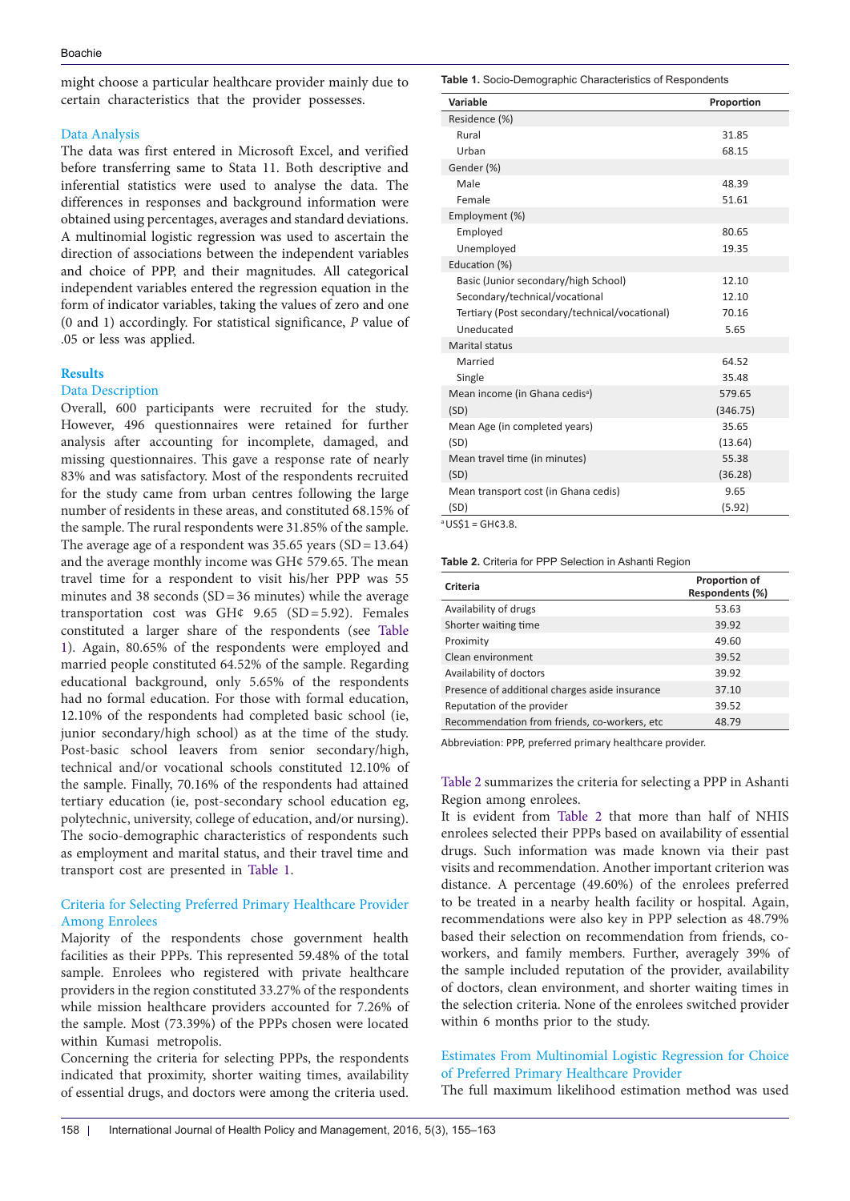might choose a particular healthcare provider mainly due to certain characteristics that the provider possesses.

### Data Analysis

The data was first entered in Microsoft Excel, and verified before transferring same to Stata 11. Both descriptive and inferential statistics were used to analyse the data. The differences in responses and background information were obtained using percentages, averages and standard deviations. A multinomial logistic regression was used to ascertain the direction of associations between the independent variables and choice of PPP, and their magnitudes. All categorical independent variables entered the regression equation in the form of indicator variables, taking the values of zero and one (0 and 1) accordingly. For statistical significance, *P* value of .05 or less was applied.

## Results

### Data Description

Overall, 600 participants were recruited for the study. However, 496 questionnaires were retained for further analysis after accounting for incomplete, damaged, and missing questionnaires. This gave a response rate of nearly 83% and was satisfactory. Most of the respondents recruited for the study came from urban centres following the large number of residents in these areas, and constituted 68.15% of the sample. The rural respondents were 31.85% of the sample. The average age of a respondent was 35.65 years (SD = 13.64) and the average monthly income was GH¢ 579.65. The mean travel time for a respondent to visit his/her PPP was 55 minutes and 38 seconds (SD = 36 minutes) while the average transportation cost was GH¢ 9.65 (SD = 5.92). Females constituted a larger share of the respondents (see Table 1). Again, 80.65% of the respondents were employed and married people constituted 64.52% of the sample. Regarding educational background, only 5.65% of the respondents had no formal education. For those with formal education, 12.10% of the respondents had completed basic school (ie, junior secondary/high school) as at the time of the study. Post-basic school leavers from senior secondary/high, technical and/or vocational schools constituted 12.10% of the sample. Finally, 70.16% of the respondents had attained tertiary education (ie, post-secondary school education eg, polytechnic, university, college of education, and/or nursing). The socio-demographic characteristics of respondents such as employment and marital status, and their travel time and transport cost are presented in Table 1.

**Table 1.** Socio-Demographic Characteristics of Respondents

| Variable | Proportion |
|---|---|
| Residence (%) | |
| Rural | 31.85 |
| Urban | 68.15 |
| Gender (%) | |
| Male | 48.39 |
| Female | 51.61 |
| Employment (%) | |
| Employed | 80.65 |
| Unemployed | 19.35 |
| Education (%) | |
| Basic (Junior secondary/high School) | 12.10 |
| Secondary/technical/vocational | 12.10 |
| Tertiary (Post secondary/technical/vocational) | 70.16 |
| Uneducated | 5.65 |
| Marital status | |
| Married | 64.52 |
| Single | 35.48 |
| Mean income (in Ghana cedis[a]) | 579.65 |
| (SD) | (346.75) |
| Mean Age (in completed years) | 35.65 |
| (SD) | (13.64) |
| Mean travel time (in minutes) | 55.38 |
| (SD) | (36.28) |
| Mean transport cost (in Ghana cedis) | 9.65 |
| (SD) | (5.92) |

[a] US$1 = GH¢3.8.

### Criteria for Selecting Preferred Primary Healthcare Provider Among Enrolees

Majority of the respondents chose government health facilities as their PPPs. This represented 59.48% of the total sample. Enrolees who registered with private healthcare providers in the region constituted 33.27% of the respondents while mission healthcare providers accounted for 7.26% of the sample. Most (73.39%) of the PPPs chosen were located within Kumasi metropolis.

Concerning the criteria for selecting PPPs, the respondents indicated that proximity, shorter waiting times, availability of essential drugs, and doctors were among the criteria used.

**Table 2.** Criteria for PPP Selection in Ashanti Region

| Criteria | Proportion of Respondents (%) |
|---|---|
| Availability of drugs | 53.63 |
| Shorter waiting time | 39.92 |
| Proximity | 49.60 |
| Clean environment | 39.52 |
| Availability of doctors | 39.92 |
| Presence of additional charges aside insurance | 37.10 |
| Reputation of the provider | 39.52 |
| Recommendation from friends, co-workers, etc | 48.79 |

Abbreviation: PPP, preferred primary healthcare provider.

Table 2 summarizes the criteria for selecting a PPP in Ashanti Region among enrolees.

It is evident from Table 2 that more than half of NHIS enrolees selected their PPPs based on availability of essential drugs. Such information was made known via their past visits and recommendation. Another important criterion was distance. A percentage (49.60%) of the enrolees preferred to be treated in a nearby health facility or hospital. Again, recommendations were also key in PPP selection as 48.79% based their selection on recommendation from friends, co-workers, and family members. Further, averagely 39% of the sample included reputation of the provider, availability of doctors, clean environment, and shorter waiting times in the selection criteria. None of the enrolees switched provider within 6 months prior to the study.

### Estimates From Multinomial Logistic Regression for Choice of Preferred Primary Healthcare Provider

The full maximum likelihood estimation method was used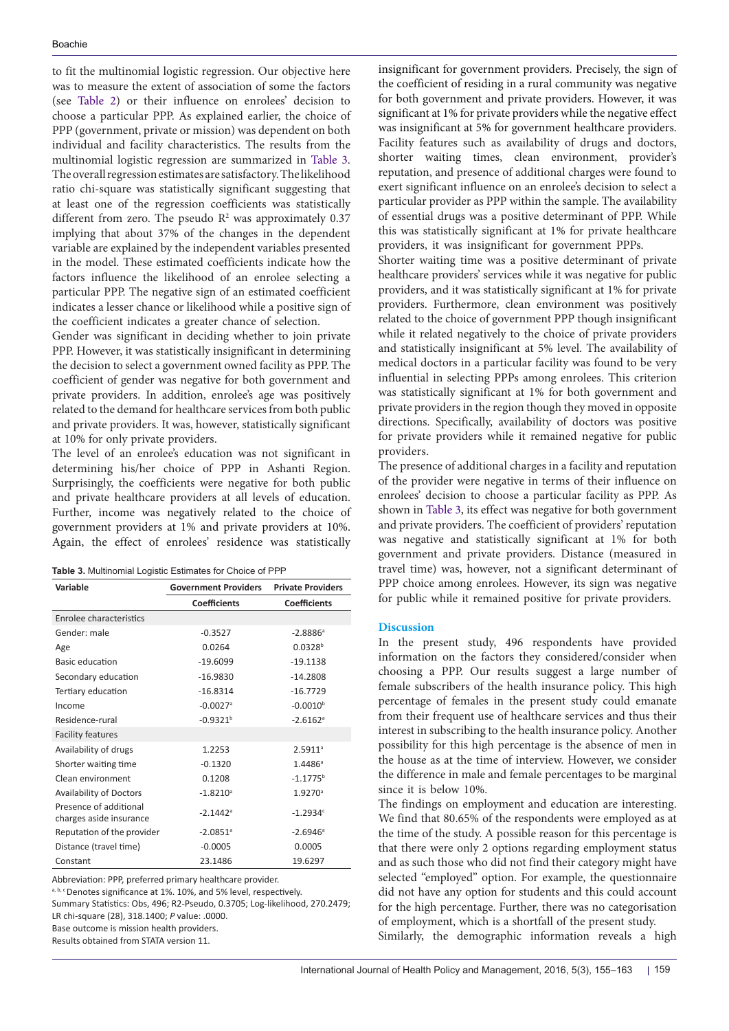to fit the multinomial logistic regression. Our objective here was to measure the extent of association of some the factors (see Table 2) or their influence on enrolees' decision to choose a particular PPP. As explained earlier, the choice of PPP (government, private or mission) was dependent on both individual and facility characteristics. The results from the multinomial logistic regression are summarized in Table 3. The overall regression estimates are satisfactory. The likelihood ratio chi-square was statistically significant suggesting that at least one of the regression coefficients was statistically different from zero. The pseudo $R^2$ was approximately 0.37 implying that about 37% of the changes in the dependent variable are explained by the independent variables presented in the model. These estimated coefficients indicate how the factors influence the likelihood of an enrolee selecting a particular PPP. The negative sign of an estimated coefficient indicates a lesser chance or likelihood while a positive sign of the coefficient indicates a greater chance of selection.

Gender was significant in deciding whether to join private PPP. However, it was statistically insignificant in determining the decision to select a government owned facility as PPP. The coefficient of gender was negative for both government and private providers. In addition, enrolee's age was positively related to the demand for healthcare services from both public and private providers. It was, however, statistically significant at 10% for only private providers.

The level of an enrolee's education was not significant in determining his/her choice of PPP in Ashanti Region. Surprisingly, the coefficients were negative for both public and private healthcare providers at all levels of education. Further, income was negatively related to the choice of government providers at 1% and private providers at 10%. Again, the effect of enrolees' residence was statistically insignificant for government providers. Precisely, the sign of the coefficient of residing in a rural community was negative for both government and private providers. However, it was significant at 1% for private providers while the negative effect was insignificant at 5% for government healthcare providers. Facility features such as availability of drugs and doctors, shorter waiting times, clean environment, provider's reputation, and presence of additional charges were found to exert significant influence on an enrolee's decision to select a particular provider as PPP within the sample. The availability of essential drugs was a positive determinant of PPP. While this was statistically significant at 1% for private healthcare providers, it was insignificant for government PPPs.

Shorter waiting time was a positive determinant of private healthcare providers' services while it was negative for public providers, and it was statistically significant at 1% for private providers. Furthermore, clean environment was positively related to the choice of government PPP though insignificant while it related negatively to the choice of private providers and statistically insignificant at 5% level. The availability of medical doctors in a particular facility was found to be very influential in selecting PPPs among enrolees. This criterion was statistically significant at 1% for both government and private providers in the region though they moved in opposite directions. Specifically, availability of doctors was positive for private providers while it remained negative for public providers.

The presence of additional charges in a facility and reputation of the provider were negative in terms of their influence on enrolees' decision to choose a particular facility as PPP. As shown in Table 3, its effect was negative for both government and private providers. The coefficient of providers' reputation was negative and statistically significant at 1% for both government and private providers. Distance (measured in travel time) was, however, not a significant determinant of PPP choice among enrolees. However, its sign was negative for public while it remained positive for private providers.

**Table 3.** Multinomial Logistic Estimates for Choice of PPP

| Variable | Government Providers | Private Providers |
|---|---|---|
| | Coefficients | Coefficients |
| Enrolee characteristics | | |
| Gender: male | -0.3527 | -2.8886[a] |
| Age | 0.0264 | 0.0328[b] |
| Basic education | -19.6099 | -19.1138 |
| Secondary education | -16.9830 | -14.2808 |
| Tertiary education | -16.8314 | -16.7729 |
| Income | -0.0027[a] | -0.0010[b] |
| Residence-rural | -0.9321[b] | -2.6162[a] |
| Facility features | | |
| Availability of drugs | 1.2253 | 2.5911[a] |
| Shorter waiting time | -0.1320 | 1.4486[a] |
| Clean environment | 0.1208 | -1.1775[b] |
| Availability of Doctors | -1.8210[a] | 1.9270[a] |
| Presence of additional charges aside insurance | -2.1442[a] | -1.2934[c] |
| Reputation of the provider | -2.0851[a] | -2.6946[a] |
| Distance (travel time) | -0.0005 | 0.0005 |
| Constant | 23.1486 | 19.6297 |

Abbreviation: PPP, preferred primary healthcare provider.

[a, b, c] Denotes significance at 1%. 10%, and 5% level, respectively.

Summary Statistics: Obs, 496; R2-Pseudo, 0.3705; Log-likelihood, 270.2479; LR chi-square (28), 318.1400; *P* value: .0000.

Base outcome is mission health providers.

Results obtained from STATA version 11.

## Discussion

In the present study, 496 respondents have provided information on the factors they considered/consider when choosing a PPP. Our results suggest a large number of female subscribers of the health insurance policy. This high percentage of females in the present study could emanate from their frequent use of healthcare services and thus their interest in subscribing to the health insurance policy. Another possibility for this high percentage is the absence of men in the house as at the time of interview. However, we consider the difference in male and female percentages to be marginal since it is below 10%.

The findings on employment and education are interesting. We find that 80.65% of the respondents were employed as at the time of the study. A possible reason for this percentage is that there were only 2 options regarding employment status and as such those who did not find their category might have selected "employed" option. For example, the questionnaire did not have any option for students and this could account for the high percentage. Further, there was no categorisation of employment, which is a shortfall of the present study.

Similarly, the demographic information reveals a high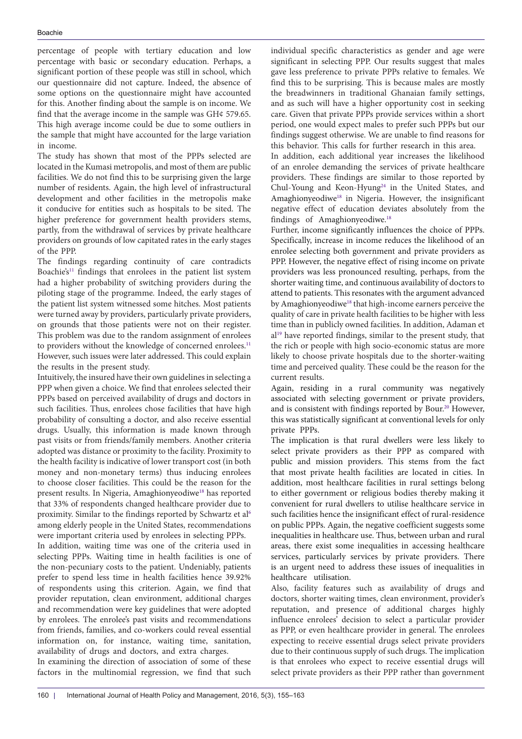percentage of people with tertiary education and low percentage with basic or secondary education. Perhaps, a significant portion of these people was still in school, which our questionnaire did not capture. Indeed, the absence of some options on the questionnaire might have accounted for this. Another finding about the sample is on income. We find that the average income in the sample was GH¢ 579.65. This high average income could be due to some outliers in the sample that might have accounted for the large variation in income.

The study has shown that most of the PPPs selected are located in the Kumasi metropolis, and most of them are public facilities. We do not find this to be surprising given the large number of residents. Again, the high level of infrastructural development and other facilities in the metropolis make it conducive for entities such as hospitals to be sited. The higher preference for government health providers stems, partly, from the withdrawal of services by private healthcare providers on grounds of low capitated rates in the early stages of the PPP.

The findings regarding continuity of care contradicts Boachie's[11] findings that enrolees in the patient list system had a higher probability of switching providers during the piloting stage of the programme. Indeed, the early stages of the patient list system witnessed some hitches. Most patients were turned away by providers, particularly private providers, on grounds that those patients were not on their register. This problem was due to the random assignment of enrolees to providers without the knowledge of concerned enrolees.[11] However, such issues were later addressed. This could explain the results in the present study.

Intuitively, the insured have their own guidelines in selecting a PPP when given a choice. We find that enrolees selected their PPPs based on perceived availability of drugs and doctors in such facilities. Thus, enrolees chose facilities that have high probability of consulting a doctor, and also receive essential drugs. Usually, this information is made known through past visits or from friends/family members. Another criteria adopted was distance or proximity to the facility. Proximity to the health facility is indicative of lower transport cost (in both money and non-monetary terms) thus inducing enrolees to choose closer facilities. This could be the reason for the present results. In Nigeria, Amaghionyeodiwe[18] has reported that 33% of respondents changed healthcare provider due to proximity. Similar to the findings reported by Schwartz et al[6] among elderly people in the United States, recommendations were important criteria used by enrolees in selecting PPPs.

In addition, waiting time was one of the criteria used in selecting PPPs. Waiting time in health facilities is one of the non-pecuniary costs to the patient. Undeniably, patients prefer to spend less time in health facilities hence 39.92% of respondents using this criterion. Again, we find that provider reputation, clean environment, additional charges and recommendation were key guidelines that were adopted by enrolees. The enrolee's past visits and recommendations from friends, families, and co-workers could reveal essential information on, for instance, waiting time, sanitation, availability of drugs and doctors, and extra charges.

In examining the direction of association of some of these factors in the multinomial regression, we find that such individual specific characteristics as gender and age were significant in selecting PPP. Our results suggest that males gave less preference to private PPPs relative to females. We find this to be surprising. This is because males are mostly the breadwinners in traditional Ghanaian family settings, and as such will have a higher opportunity cost in seeking care. Given that private PPPs provide services within a short period, one would expect males to prefer such PPPs but our findings suggest otherwise. We are unable to find reasons for this behavior. This calls for further research in this area.

In addition, each additional year increases the likelihood of an enrolee demanding the services of private healthcare providers. These findings are similar to those reported by Chul-Young and Keon-Hyung[24] in the United States, and Amaghionyeodiwe[18] in Nigeria. However, the insignificant negative effect of education deviates absolutely from the findings of Amaghionyeodiwe.[18]

Further, income significantly influences the choice of PPPs. Specifically, increase in income reduces the likelihood of an enrolee selecting both government and private providers as PPP. However, the negative effect of rising income on private providers was less pronounced resulting, perhaps, from the shorter waiting time, and continuous availability of doctors to attend to patients. This resonates with the argument advanced by Amaghionyeodiwe[18] that high-income earners perceive the quality of care in private health facilities to be higher with less time than in publicly owned facilities. In addition, Adaman et al[19] have reported findings, similar to the present study, that the rich or people with high socio-economic status are more likely to choose private hospitals due to the shorter-waiting time and perceived quality. These could be the reason for the current results.

Again, residing in a rural community was negatively associated with selecting government or private providers, and is consistent with findings reported by Bour.[20] However, this was statistically significant at conventional levels for only private PPPs.

The implication is that rural dwellers were less likely to select private providers as their PPP as compared with public and mission providers. This stems from the fact that most private health facilities are located in cities. In addition, most healthcare facilities in rural settings belong to either government or religious bodies thereby making it convenient for rural dwellers to utilise healthcare service in such facilities hence the insignificant effect of rural-residence on public PPPs. Again, the negative coefficient suggests some inequalities in healthcare use. Thus, between urban and rural areas, there exist some inequalities in accessing healthcare services, particularly services by private providers. There is an urgent need to address these issues of inequalities in healthcare utilisation.

Also, facility features such as availability of drugs and doctors, shorter waiting times, clean environment, provider's reputation, and presence of additional charges highly influence enrolees' decision to select a particular provider as PPP, or even healthcare provider in general. The enrolees expecting to receive essential drugs select private providers due to their continuous supply of such drugs. The implication is that enrolees who expect to receive essential drugs will select private providers as their PPP rather than government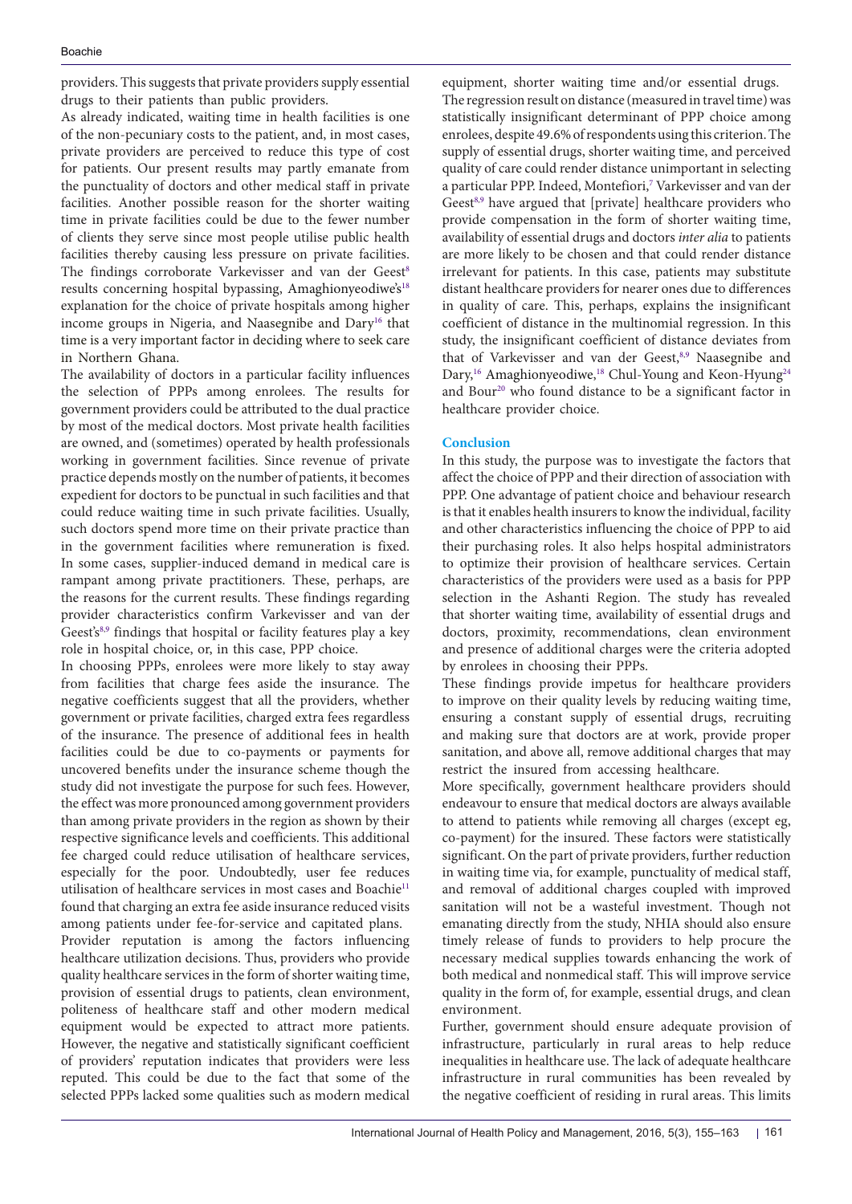providers. This suggests that private providers supply essential drugs to their patients than public providers.

As already indicated, waiting time in health facilities is one of the non-pecuniary costs to the patient, and, in most cases, private providers are perceived to reduce this type of cost for patients. Our present results may partly emanate from the punctuality of doctors and other medical staff in private facilities. Another possible reason for the shorter waiting time in private facilities could be due to the fewer number of clients they serve since most people utilise public health facilities thereby causing less pressure on private facilities. The findings corroborate Varkevisser and van der Geest[8] results concerning hospital bypassing, Amaghionyeodiwe's[18] explanation for the choice of private hospitals among higher income groups in Nigeria, and Naasegnibe and Dary[16] that time is a very important factor in deciding where to seek care in Northern Ghana.

The availability of doctors in a particular facility influences the selection of PPPs among enrolees. The results for government providers could be attributed to the dual practice by most of the medical doctors. Most private health facilities are owned, and (sometimes) operated by health professionals working in government facilities. Since revenue of private practice depends mostly on the number of patients, it becomes expedient for doctors to be punctual in such facilities and that could reduce waiting time in such private facilities. Usually, such doctors spend more time on their private practice than in the government facilities where remuneration is fixed. In some cases, supplier-induced demand in medical care is rampant among private practitioners. These, perhaps, are the reasons for the current results. These findings regarding provider characteristics confirm Varkevisser and van der Geest's[8,9] findings that hospital or facility features play a key role in hospital choice, or, in this case, PPP choice.

In choosing PPPs, enrolees were more likely to stay away from facilities that charge fees aside the insurance. The negative coefficients suggest that all the providers, whether government or private facilities, charged extra fees regardless of the insurance. The presence of additional fees in health facilities could be due to co-payments or payments for uncovered benefits under the insurance scheme though the study did not investigate the purpose for such fees. However, the effect was more pronounced among government providers than among private providers in the region as shown by their respective significance levels and coefficients. This additional fee charged could reduce utilisation of healthcare services, especially for the poor. Undoubtedly, user fee reduces utilisation of healthcare services in most cases and Boachie[11] found that charging an extra fee aside insurance reduced visits among patients under fee-for-service and capitated plans.

Provider reputation is among the factors influencing healthcare utilization decisions. Thus, providers who provide quality healthcare services in the form of shorter waiting time, provision of essential drugs to patients, clean environment, politeness of healthcare staff and other modern medical equipment would be expected to attract more patients. However, the negative and statistically significant coefficient of providers' reputation indicates that providers were less reputed. This could be due to the fact that some of the selected PPPs lacked some qualities such as modern medical equipment, shorter waiting time and/or essential drugs.

The regression result on distance (measured in travel time) was statistically insignificant determinant of PPP choice among enrolees, despite 49.6% of respondents using this criterion. The supply of essential drugs, shorter waiting time, and perceived quality of care could render distance unimportant in selecting a particular PPP. Indeed, Montefiori,[7] Varkevisser and van der Geest[8,9] have argued that [private] healthcare providers who provide compensation in the form of shorter waiting time, availability of essential drugs and doctors *inter alia* to patients are more likely to be chosen and that could render distance irrelevant for patients. In this case, patients may substitute distant healthcare providers for nearer ones due to differences in quality of care. This, perhaps, explains the insignificant coefficient of distance in the multinomial regression. In this study, the insignificant coefficient of distance deviates from that of Varkevisser and van der Geest,[8,9] Naasegnibe and Dary,[16] Amaghionyeodiwe,[18] Chul-Young and Keon-Hyung[24] and Bour[20] who found distance to be a significant factor in healthcare provider choice.

## Conclusion

In this study, the purpose was to investigate the factors that affect the choice of PPP and their direction of association with PPP. One advantage of patient choice and behaviour research is that it enables health insurers to know the individual, facility and other characteristics influencing the choice of PPP to aid their purchasing roles. It also helps hospital administrators to optimize their provision of healthcare services. Certain characteristics of the providers were used as a basis for PPP selection in the Ashanti Region. The study has revealed that shorter waiting time, availability of essential drugs and doctors, proximity, recommendations, clean environment and presence of additional charges were the criteria adopted by enrolees in choosing their PPPs.

These findings provide impetus for healthcare providers to improve on their quality levels by reducing waiting time, ensuring a constant supply of essential drugs, recruiting and making sure that doctors are at work, provide proper sanitation, and above all, remove additional charges that may restrict the insured from accessing healthcare.

More specifically, government healthcare providers should endeavour to ensure that medical doctors are always available to attend to patients while removing all charges (except eg, co-payment) for the insured. These factors were statistically significant. On the part of private providers, further reduction in waiting time via, for example, punctuality of medical staff, and removal of additional charges coupled with improved sanitation will not be a wasteful investment. Though not emanating directly from the study, NHIA should also ensure timely release of funds to providers to help procure the necessary medical supplies towards enhancing the work of both medical and nonmedical staff. This will improve service quality in the form of, for example, essential drugs, and clean environment.

Further, government should ensure adequate provision of infrastructure, particularly in rural areas to help reduce inequalities in healthcare use. The lack of adequate healthcare infrastructure in rural communities has been revealed by the negative coefficient of residing in rural areas. This limits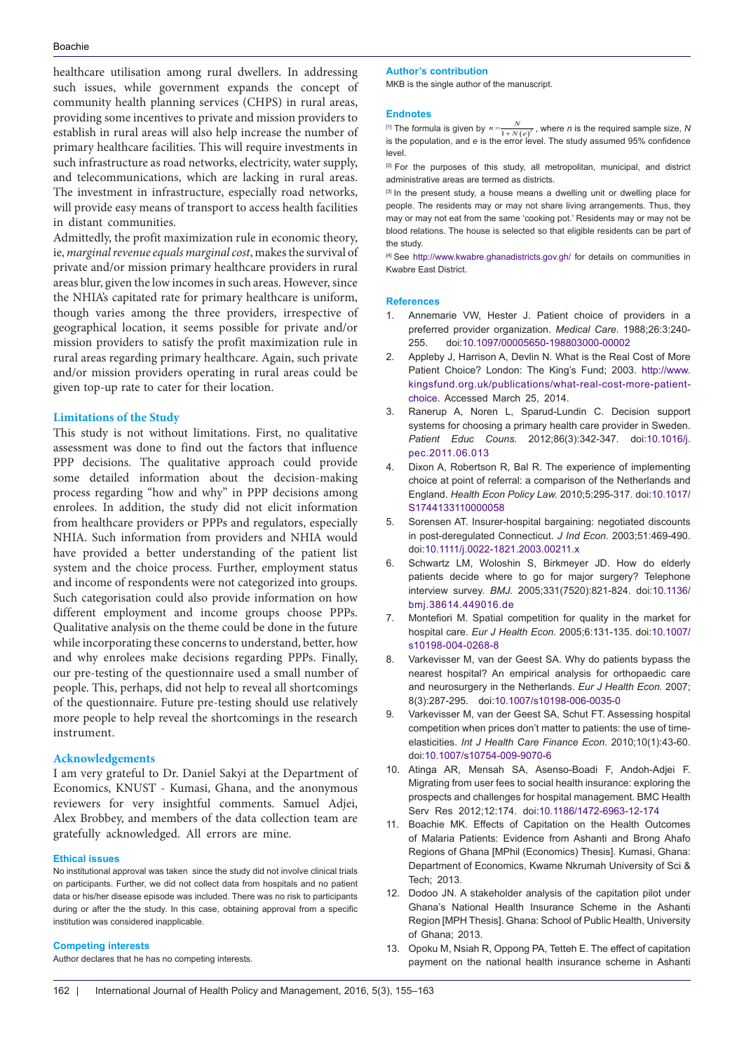healthcare utilisation among rural dwellers. In addressing such issues, while government expands the concept of community health planning services (CHPS) in rural areas, providing some incentives to private and mission providers to establish in rural areas will also help increase the number of primary healthcare facilities. This will require investments in such infrastructure as road networks, electricity, water supply, and telecommunications, which are lacking in rural areas. The investment in infrastructure, especially road networks, will provide easy means of transport to access health facilities in distant communities.

Admittedly, the profit maximization rule in economic theory, ie, *marginal revenue equals marginal cost*, makes the survival of private and/or mission primary healthcare providers in rural areas blur, given the low incomes in such areas. However, since the NHIA's capitated rate for primary healthcare is uniform, though varies among the three providers, irrespective of geographical location, it seems possible for private and/or mission providers to satisfy the profit maximization rule in rural areas regarding primary healthcare. Again, such private and/or mission providers operating in rural areas could be given top-up rate to cater for their location.

## Limitations of the Study

This study is not without limitations. First, no qualitative assessment was done to find out the factors that influence PPP decisions. The qualitative approach could provide some detailed information about the decision-making process regarding "how and why" in PPP decisions among enrolees. In addition, the study did not elicit information from healthcare providers or PPPs and regulators, especially NHIA. Such information from providers and NHIA would have provided a better understanding of the patient list system and the choice process. Further, employment status and income of respondents were not categorized into groups. Such categorisation could also provide information on how different employment and income groups choose PPPs. Qualitative analysis on the theme could be done in the future while incorporating these concerns to understand, better, how and why enrolees make decisions regarding PPPs. Finally, our pre-testing of the questionnaire used a small number of people. This, perhaps, did not help to reveal all shortcomings of the questionnaire. Future pre-testing should use relatively more people to help reveal the shortcomings in the research instrument.

## Acknowledgements

I am very grateful to Dr. Daniel Sakyi at the Department of Economics, KNUST - Kumasi, Ghana, and the anonymous reviewers for very insightful comments. Samuel Adjei, Alex Brobbey, and members of the data collection team are gratefully acknowledged. All errors are mine.

### Ethical issues

No institutional approval was taken since the study did not involve clinical trials on participants. Further, we did not collect data from hospitals and no patient data or his/her disease episode was included. There was no risk to participants during or after the the study. In this case, obtaining approval from a specific institution was considered inapplicable.

### Competing interests

Author declares that he has no competing interests.

### Author's contribution

MKB is the single author of the manuscript.

### Endnotes

[1] The formula is given by $n = \frac{N}{1 + N(e)^2}$, where $n$ is the required sample size, $N$ is the population, and $e$ is the error level. The study assumed 95% confidence level.

[2] For the purposes of this study, all metropolitan, municipal, and district administrative areas are termed as districts.

[3] In the present study, a house means a dwelling unit or dwelling place for people. The residents may or may not share living arrangements. Thus, they may or may not eat from the same 'cooking pot.' Residents may or may not be blood relations. The house is selected so that eligible residents can be part of the study.

[4] See http://www.kwabre.ghanadistricts.gov.gh/ for details on communities in Kwabre East District.

### References

1. Annemarie VW, Hester J. Patient choice of providers in a preferred provider organization. *Medical Care.* 1988;26:3:240-255. doi:10.1097/00005650-198803000-00002
2. Appleby J, Harrison A, Devlin N. What is the Real Cost of More Patient Choice? London: The King's Fund; 2003. http://www.kingsfund.org.uk/publications/what-real-cost-more-patient-choice. Accessed March 25, 2014.
3. Ranerup A, Noren L, Sparud-Lundin C. Decision support systems for choosing a primary health care provider in Sweden. *Patient Educ Couns.* 2012;86(3):342-347. doi:10.1016/j.pec.2011.06.013
4. Dixon A, Robertson R, Bal R. The experience of implementing choice at point of referral: a comparison of the Netherlands and England. *Health Econ Policy Law.* 2010;5:295-317. doi:10.1017/S1744133110000058
5. Sorensen AT. Insurer-hospital bargaining: negotiated discounts in post-deregulated Connecticut. *J Ind Econ.* 2003;51:469-490. doi:10.1111/j.0022-1821.2003.00211.x
6. Schwartz LM, Woloshin S, Birkmeyer JD. How do elderly patients decide where to go for major surgery? Telephone interview survey. *BMJ.* 2005;331(7520):821-824. doi:10.1136/bmj.38614.449016.de
7. Montefiori M. Spatial competition for quality in the market for hospital care. *Eur J Health Econ.* 2005;6:131-135. doi:10.1007/s10198-004-0268-8
8. Varkevisser M, van der Geest SA. Why do patients bypass the nearest hospital? An empirical analysis for orthopaedic care and neurosurgery in the Netherlands. *Eur J Health Econ.* 2007; 8(3):287-295. doi:10.1007/s10198-006-0035-0
9. Varkevisser M, van der Geest SA, Schut FT. Assessing hospital competition when prices don't matter to patients: the use of time-elasticities. *Int J Health Care Finance Econ.* 2010;10(1):43-60. doi:10.1007/s10754-009-9070-6
10. Atinga AR, Mensah SA, Asenso-Boadi F, Andoh-Adjei F. Migrating from user fees to social health insurance: exploring the prospects and challenges for hospital management. BMC Health Serv Res 2012;12:174. doi:10.1186/1472-6963-12-174
11. Boachie MK. Effects of Capitation on the Health Outcomes of Malaria Patients: Evidence from Ashanti and Brong Ahafo Regions of Ghana [MPhil (Economics) Thesis]. Kumasi, Ghana: Department of Economics, Kwame Nkrumah University of Sci & Tech; 2013.
12. Dodoo JN. A stakeholder analysis of the capitation pilot under Ghana's National Health Insurance Scheme in the Ashanti Region [MPH Thesis]. Ghana: School of Public Health, University of Ghana; 2013.
13. Opoku M, Nsiah R, Oppong PA, Tetteh E. The effect of capitation payment on the national health insurance scheme in Ashanti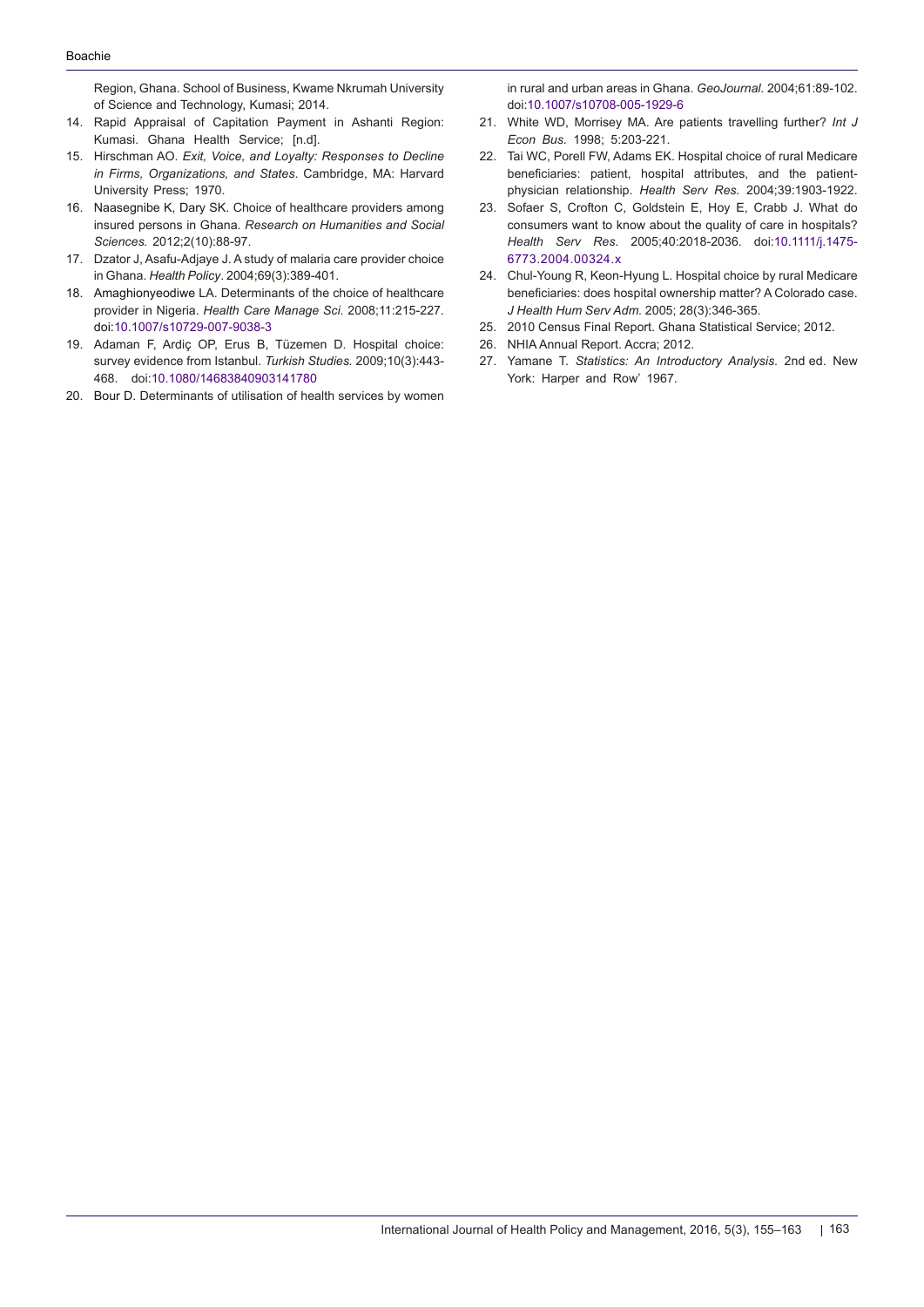Region, Ghana. School of Business, Kwame Nkrumah University of Science and Technology, Kumasi; 2014.

14. Rapid Appraisal of Capitation Payment in Ashanti Region: Kumasi. Ghana Health Service; [n.d].
15. Hirschman AO. *Exit, Voice, and Loyalty: Responses to Decline in Firms, Organizations, and States*. Cambridge, MA: Harvard University Press; 1970.
16. Naasegnibe K, Dary SK. Choice of healthcare providers among insured persons in Ghana. *Research on Humanities and Social Sciences.* 2012;2(10):88-97.
17. Dzator J, Asafu-Adjaye J. A study of malaria care provider choice in Ghana. *Health Policy*. 2004;69(3):389-401.
18. Amaghionyeodiwe LA. Determinants of the choice of healthcare provider in Nigeria. *Health Care Manage Sci.* 2008;11:215-227. doi:10.1007/s10729-007-9038-3
19. Adaman F, Ardiç OP, Erus B, Tüzemen D. Hospital choice: survey evidence from Istanbul. *Turkish Studies.* 2009;10(3):443-468. doi:10.1080/14683840903141780
20. Bour D. Determinants of utilisation of health services by women in rural and urban areas in Ghana. *GeoJournal.* 2004;61:89-102. doi:10.1007/s10708-005-1929-6
21. White WD, Morrisey MA. Are patients travelling further? *Int J Econ Bus.* 1998; 5:203-221.
22. Tai WC, Porell FW, Adams EK. Hospital choice of rural Medicare beneficiaries: patient, hospital attributes, and the patient-physician relationship. *Health Serv Res.* 2004;39:1903-1922.
23. Sofaer S, Crofton C, Goldstein E, Hoy E, Crabb J. What do consumers want to know about the quality of care in hospitals? *Health Serv Res.* 2005;40:2018-2036. doi:10.1111/j.1475-6773.2004.00324.x
24. Chul-Young R, Keon-Hyung L. Hospital choice by rural Medicare beneficiaries: does hospital ownership matter? A Colorado case. *J Health Hum Serv Adm.* 2005; 28(3):346-365.
25. 2010 Census Final Report. Ghana Statistical Service; 2012.
26. NHIA Annual Report. Accra; 2012.
27. Yamane T. *Statistics: An Introductory Analysis*. 2nd ed. New York: Harper and Row' 1967.